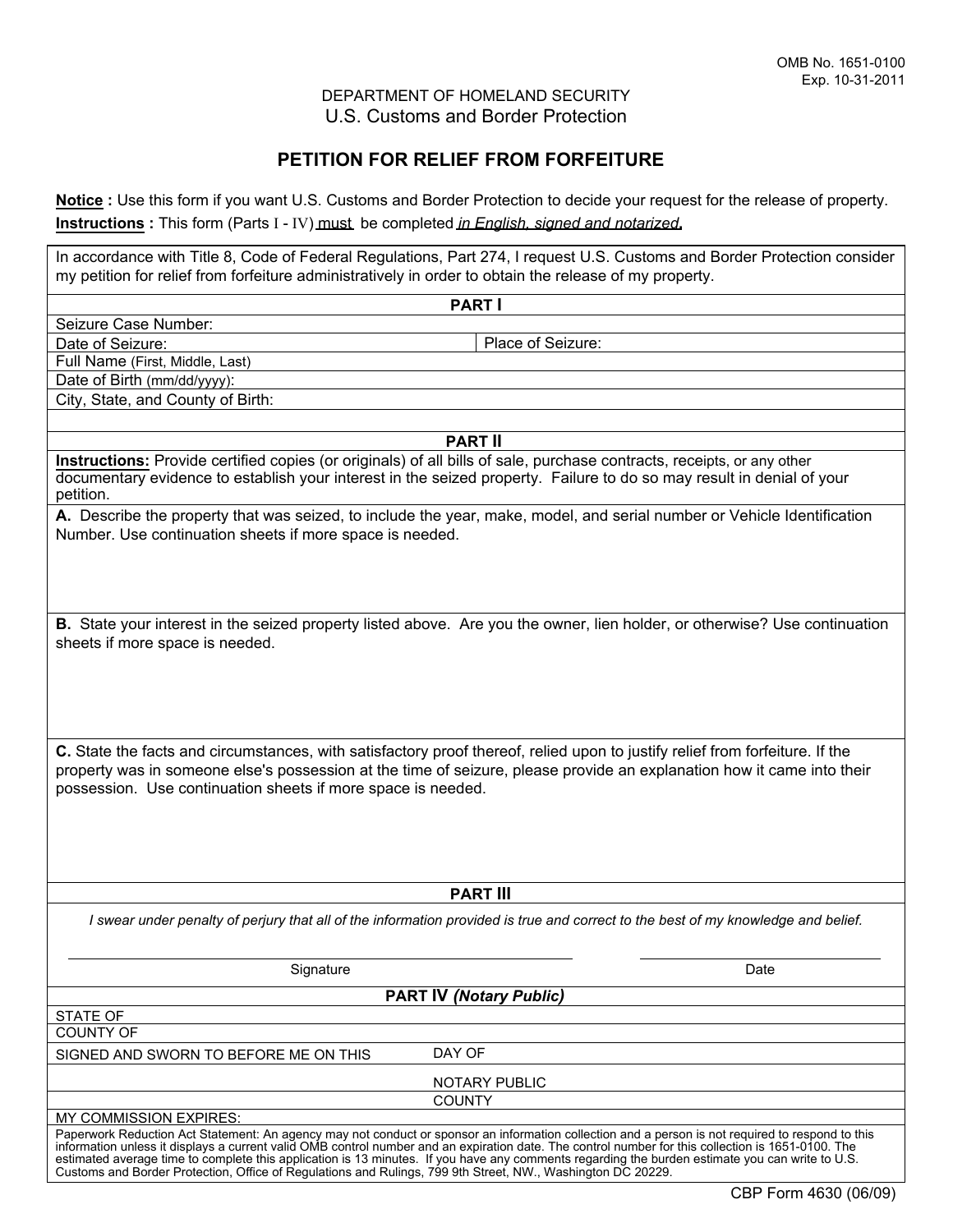OMB No. 1651-0100
Exp. 10-31-2011

DEPARTMENT OF HOMELAND SECURITY
U.S. Customs and Border Protection

# PETITION FOR RELIEF FROM FORFEITURE

**Notice :** Use this form if you want U.S. Customs and Border Protection to decide your request for the release of property.
**Instructions :** This form (Parts I - IV) must be completed *in English, signed and notarized*.

In accordance with Title 8, Code of Federal Regulations, Part 274, I request U.S. Customs and Border Protection consider my petition for relief from forfeiture administratively in order to obtain the release of my property.

## PART I

| | |
|---|---|
| Seizure Case Number: | |
| Date of Seizure: | Place of Seizure: |
| Full Name (First, Middle, Last) | |
| Date of Birth (mm/dd/yyyy): | |
| City, State, and County of Birth: | |

## PART II

**Instructions:** Provide certified copies (or originals) of all bills of sale, purchase contracts, receipts, or any other documentary evidence to establish your interest in the seized property. Failure to do so may result in denial of your petition.

**A.** Describe the property that was seized, to include the year, make, model, and serial number or Vehicle Identification Number. Use continuation sheets if more space is needed.

**B.** State your interest in the seized property listed above. Are you the owner, lien holder, or otherwise? Use continuation sheets if more space is needed.

**C.** State the facts and circumstances, with satisfactory proof thereof, relied upon to justify relief from forfeiture. If the property was in someone else's possession at the time of seizure, please provide an explanation how it came into their possession. Use continuation sheets if more space is needed.

## PART III

*I swear under penalty of perjury that all of the information provided is true and correct to the best of my knowledge and belief.*

Signature ______________________ Date ______________________

## PART IV *(Notary Public)*

STATE OF
COUNTY OF
SIGNED AND SWORN TO BEFORE ME ON THIS DAY OF
NOTARY PUBLIC
COUNTY
MY COMMISSION EXPIRES:

Paperwork Reduction Act Statement: An agency may not conduct or sponsor an information collection and a person is not required to respond to this information unless it displays a current valid OMB control number and an expiration date. The control number for this collection is 1651-0100. The estimated average time to complete this application is 13 minutes. If you have any comments regarding the burden estimate you can write to U.S. Customs and Border Protection, Office of Regulations and Rulings, 799 9th Street, NW., Washington DC 20229.

CBP Form 4630 (06/09)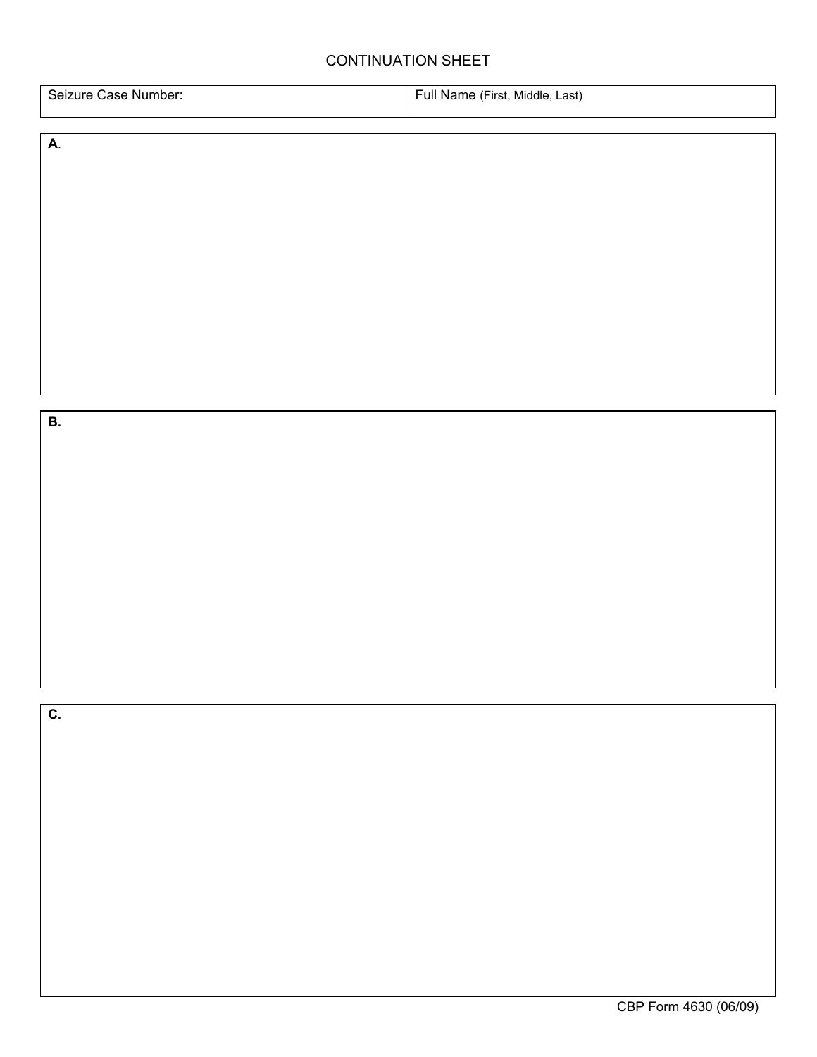## CONTINUATION SHEET

| Seizure Case Number: | Full Name (First, Middle, Last) |
|---|---|
| | |

**A**.

**B.**

**C.**

CBP Form 4630 (06/09)